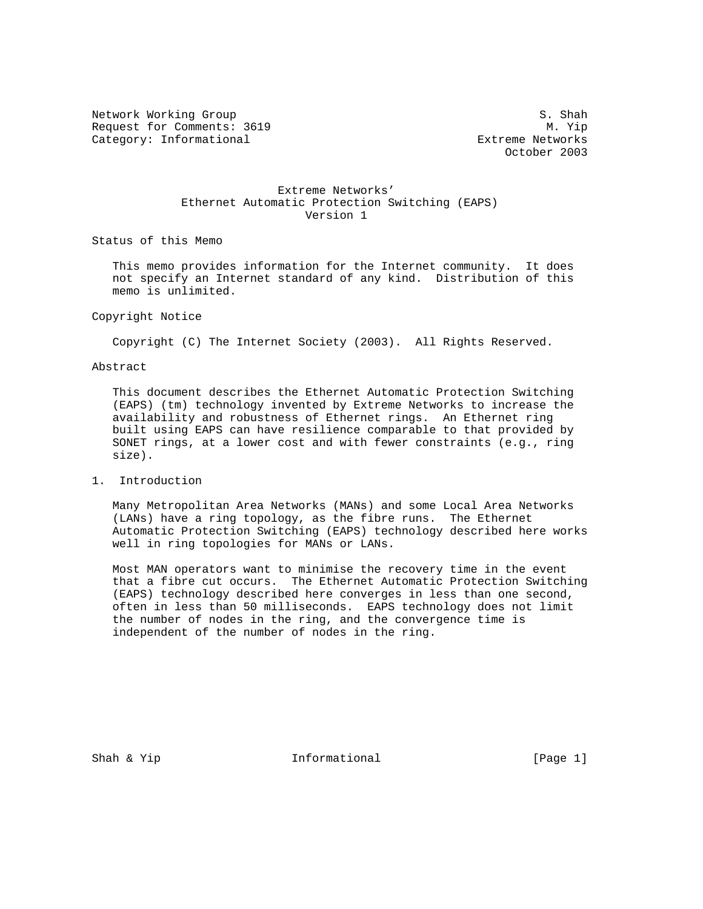Network Working Group S. Shah
Request for Comments: 3619 M. Yip
Category: Informational Extreme Networks
October 2003

# Extreme Networks' Ethernet Automatic Protection Switching (EAPS) Version 1

## Status of this Memo

This memo provides information for the Internet community. It does not specify an Internet standard of any kind. Distribution of this memo is unlimited.

## Copyright Notice

Copyright (C) The Internet Society (2003). All Rights Reserved.

## Abstract

This document describes the Ethernet Automatic Protection Switching (EAPS) (tm) technology invented by Extreme Networks to increase the availability and robustness of Ethernet rings. An Ethernet ring built using EAPS can have resilience comparable to that provided by SONET rings, at a lower cost and with fewer constraints (e.g., ring size).

## 1. Introduction

Many Metropolitan Area Networks (MANs) and some Local Area Networks (LANs) have a ring topology, as the fibre runs. The Ethernet Automatic Protection Switching (EAPS) technology described here works well in ring topologies for MANs or LANs.

Most MAN operators want to minimise the recovery time in the event that a fibre cut occurs. The Ethernet Automatic Protection Switching (EAPS) technology described here converges in less than one second, often in less than 50 milliseconds. EAPS technology does not limit the number of nodes in the ring, and the convergence time is independent of the number of nodes in the ring.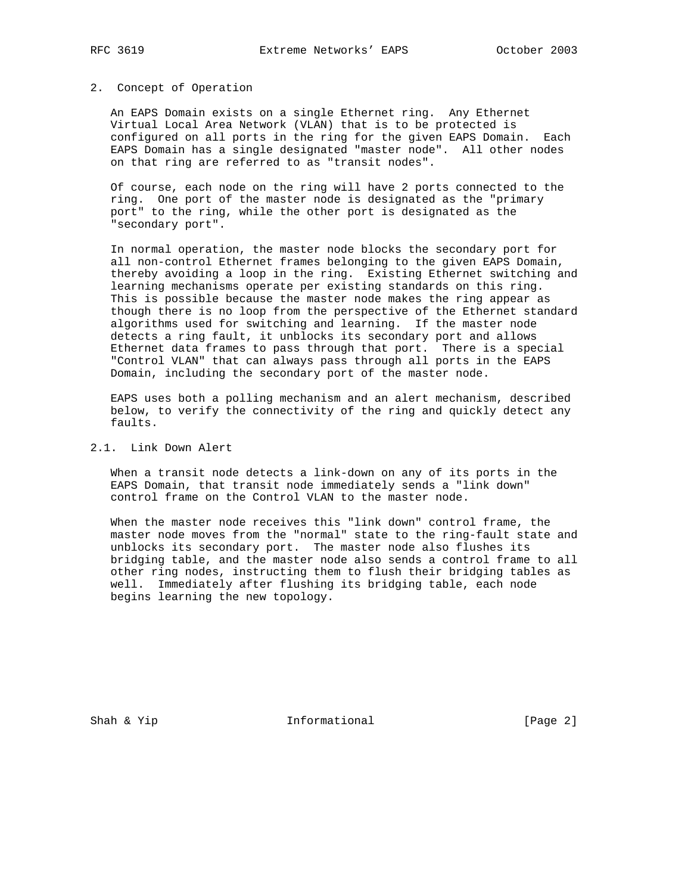## 2. Concept of Operation

An EAPS Domain exists on a single Ethernet ring. Any Ethernet Virtual Local Area Network (VLAN) that is to be protected is configured on all ports in the ring for the given EAPS Domain. Each EAPS Domain has a single designated "master node". All other nodes on that ring are referred to as "transit nodes".

Of course, each node on the ring will have 2 ports connected to the ring. One port of the master node is designated as the "primary port" to the ring, while the other port is designated as the "secondary port".

In normal operation, the master node blocks the secondary port for all non-control Ethernet frames belonging to the given EAPS Domain, thereby avoiding a loop in the ring. Existing Ethernet switching and learning mechanisms operate per existing standards on this ring. This is possible because the master node makes the ring appear as though there is no loop from the perspective of the Ethernet standard algorithms used for switching and learning. If the master node detects a ring fault, it unblocks its secondary port and allows Ethernet data frames to pass through that port. There is a special "Control VLAN" that can always pass through all ports in the EAPS Domain, including the secondary port of the master node.

EAPS uses both a polling mechanism and an alert mechanism, described below, to verify the connectivity of the ring and quickly detect any faults.

### 2.1. Link Down Alert

When a transit node detects a link-down on any of its ports in the EAPS Domain, that transit node immediately sends a "link down" control frame on the Control VLAN to the master node.

When the master node receives this "link down" control frame, the master node moves from the "normal" state to the ring-fault state and unblocks its secondary port. The master node also flushes its bridging table, and the master node also sends a control frame to all other ring nodes, instructing them to flush their bridging tables as well. Immediately after flushing its bridging table, each node begins learning the new topology.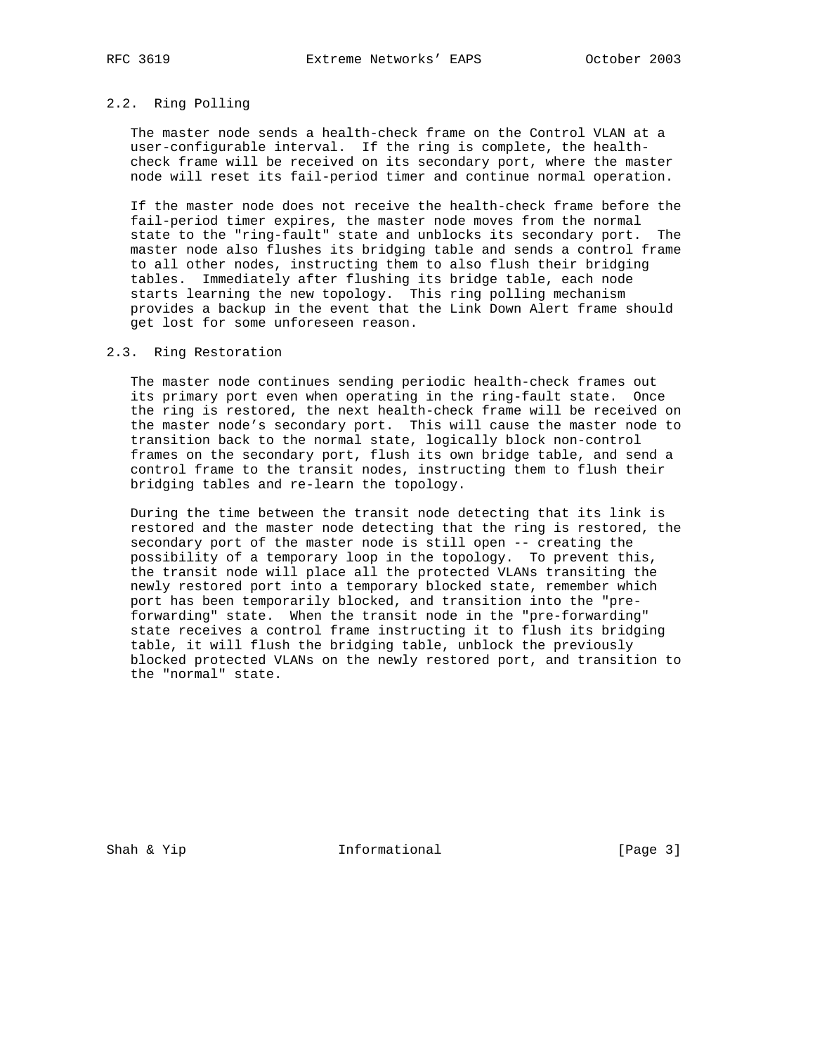## 2.2. Ring Polling

The master node sends a health-check frame on the Control VLAN at a user-configurable interval. If the ring is complete, the health-check frame will be received on its secondary port, where the master node will reset its fail-period timer and continue normal operation.

If the master node does not receive the health-check frame before the fail-period timer expires, the master node moves from the normal state to the "ring-fault" state and unblocks its secondary port. The master node also flushes its bridging table and sends a control frame to all other nodes, instructing them to also flush their bridging tables. Immediately after flushing its bridge table, each node starts learning the new topology. This ring polling mechanism provides a backup in the event that the Link Down Alert frame should get lost for some unforeseen reason.

## 2.3. Ring Restoration

The master node continues sending periodic health-check frames out its primary port even when operating in the ring-fault state. Once the ring is restored, the next health-check frame will be received on the master node's secondary port. This will cause the master node to transition back to the normal state, logically block non-control frames on the secondary port, flush its own bridge table, and send a control frame to the transit nodes, instructing them to flush their bridging tables and re-learn the topology.

During the time between the transit node detecting that its link is restored and the master node detecting that the ring is restored, the secondary port of the master node is still open -- creating the possibility of a temporary loop in the topology. To prevent this, the transit node will place all the protected VLANs transiting the newly restored port into a temporary blocked state, remember which port has been temporarily blocked, and transition into the "pre-forwarding" state. When the transit node in the "pre-forwarding" state receives a control frame instructing it to flush its bridging table, it will flush the bridging table, unblock the previously blocked protected VLANs on the newly restored port, and transition to the "normal" state.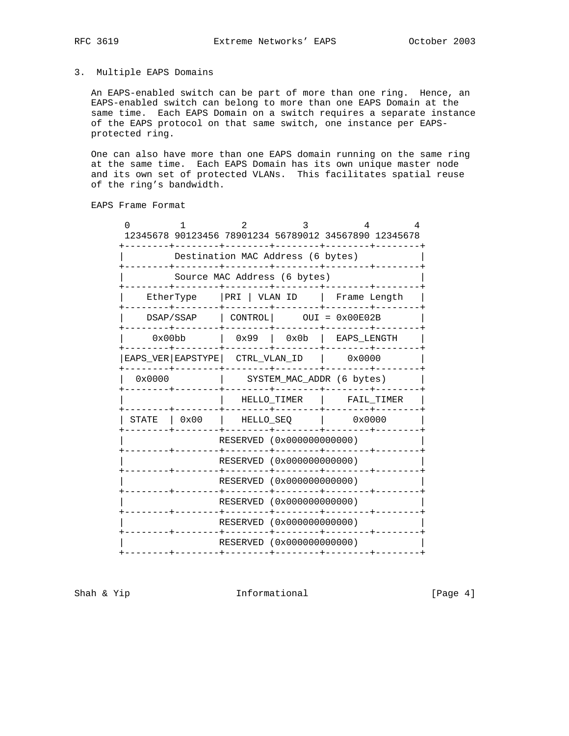## 3. Multiple EAPS Domains

An EAPS-enabled switch can be part of more than one ring. Hence, an EAPS-enabled switch can belong to more than one EAPS Domain at the same time. Each EAPS Domain on a switch requires a separate instance of the EAPS protocol on that same switch, one instance per EAPS-protected ring.

One can also have more than one EAPS domain running on the same ring at the same time. Each EAPS Domain has its own unique master node and its own set of protected VLANs. This facilitates spatial reuse of the ring's bandwidth.

EAPS Frame Format

```
 0        1          2         3          4        4
 12345678 90123456 78901234 56789012 34567890 12345678
+--------+--------+--------+--------+--------+--------+
|         Destination MAC Address (6 bytes)           |
+--------+--------+--------+--------+--------+--------+
|         Source MAC Address (6 bytes)                |
+--------+--------+--------+--------+--------+--------+
|    EtherType    |PRI | VLAN ID    |  Frame Length   |
+--------+--------+--------+--------+--------+--------+
|    DSAP/SSAP    | CONTROL|     OUI = 0x00E02B       |
+--------+--------+--------+--------+--------+--------+
|     0x00bb      |  0x99  |  0x0b  |  EAPS_LENGTH    |
+--------+--------+--------+--------+--------+--------+
|EAPS_VER|EAPSTYPE|  CTRL_VLAN_ID   |    0x0000       |
+--------+--------+--------+--------+--------+--------+
|  0x0000         |    SYSTEM_MAC_ADDR (6 bytes)      |
+--------+--------+--------+--------+--------+--------+
|                 |   HELLO_TIMER   |    FAIL_TIMER   |
+--------+--------+--------+--------+--------+--------+
| STATE  | 0x00   |   HELLO_SEQ     |     0x0000      |
+--------+--------+--------+--------+--------+--------+
|                RESERVED (0x000000000000)            |
+--------+--------+--------+--------+--------+--------+
|                RESERVED (0x000000000000)            |
+--------+--------+--------+--------+--------+--------+
|                RESERVED (0x000000000000)            |
+--------+--------+--------+--------+--------+--------+
|                RESERVED (0x000000000000)            |
+--------+--------+--------+--------+--------+--------+
|                RESERVED (0x000000000000)            |
+--------+--------+--------+--------+--------+--------+
|                RESERVED (0x000000000000)            |
+--------+--------+--------+--------+--------+--------+
```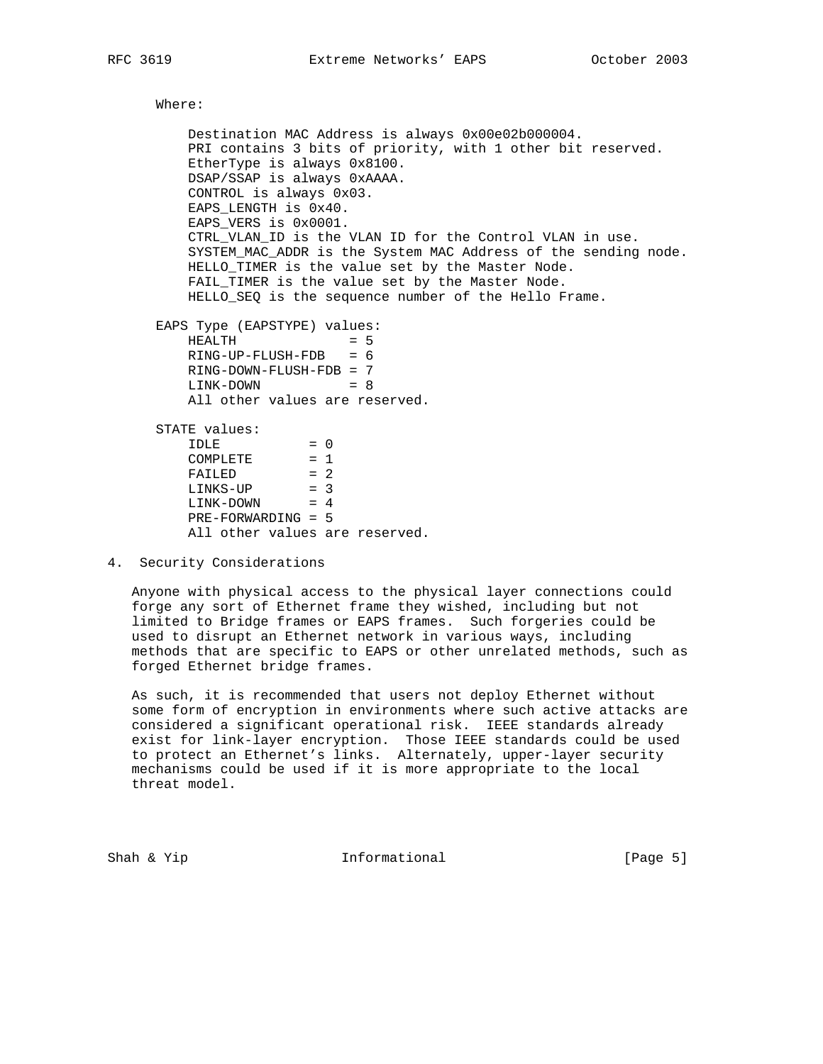Where:

Destination MAC Address is always 0x00e02b000004.
PRI contains 3 bits of priority, with 1 other bit reserved.
EtherType is always 0x8100.
DSAP/SSAP is always 0xAAAA.
CONTROL is always 0x03.
EAPS_LENGTH is 0x40.
EAPS_VERS is 0x0001.
CTRL_VLAN_ID is the VLAN ID for the Control VLAN in use.
SYSTEM_MAC_ADDR is the System MAC Address of the sending node.
HELLO_TIMER is the value set by the Master Node.
FAIL_TIMER is the value set by the Master Node.
HELLO_SEQ is the sequence number of the Hello Frame.

EAPS Type (EAPSTYPE) values:

```
HEALTH              = 5
RING-UP-FLUSH-FDB   = 6
RING-DOWN-FLUSH-FDB = 7
LINK-DOWN           = 8
All other values are reserved.
```

STATE values:

```
IDLE           = 0
COMPLETE       = 1
FAILED         = 2
LINKS-UP       = 3
LINK-DOWN      = 4
PRE-FORWARDING = 5
All other values are reserved.
```

## 4. Security Considerations

Anyone with physical access to the physical layer connections could forge any sort of Ethernet frame they wished, including but not limited to Bridge frames or EAPS frames. Such forgeries could be used to disrupt an Ethernet network in various ways, including methods that are specific to EAPS or other unrelated methods, such as forged Ethernet bridge frames.

As such, it is recommended that users not deploy Ethernet without some form of encryption in environments where such active attacks are considered a significant operational risk. IEEE standards already exist for link-layer encryption. Those IEEE standards could be used to protect an Ethernet's links. Alternately, upper-layer security mechanisms could be used if it is more appropriate to the local threat model.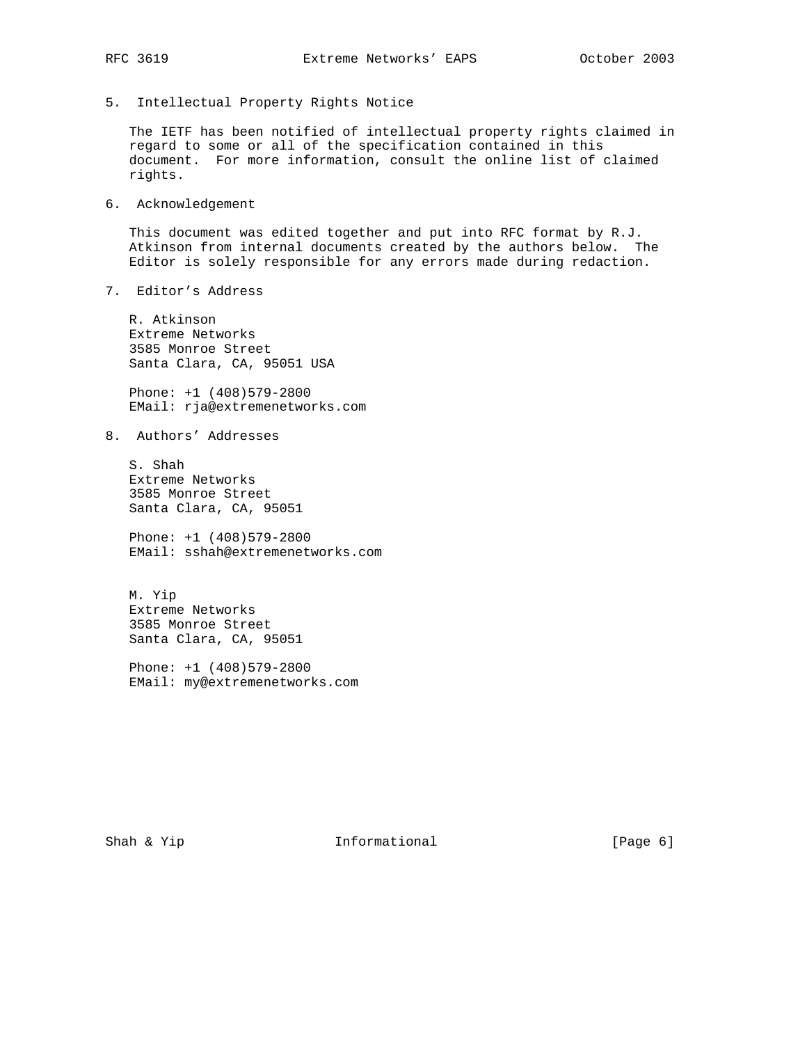## 5. Intellectual Property Rights Notice

The IETF has been notified of intellectual property rights claimed in regard to some or all of the specification contained in this document. For more information, consult the online list of claimed rights.

## 6. Acknowledgement

This document was edited together and put into RFC format by R.J. Atkinson from internal documents created by the authors below. The Editor is solely responsible for any errors made during redaction.

## 7. Editor's Address

R. Atkinson
Extreme Networks
3585 Monroe Street
Santa Clara, CA, 95051 USA

Phone: +1 (408)579-2800
EMail: rja@extremenetworks.com

## 8. Authors' Addresses

S. Shah
Extreme Networks
3585 Monroe Street
Santa Clara, CA, 95051

Phone: +1 (408)579-2800
EMail: sshah@extremenetworks.com

M. Yip
Extreme Networks
3585 Monroe Street
Santa Clara, CA, 95051

Phone: +1 (408)579-2800
EMail: my@extremenetworks.com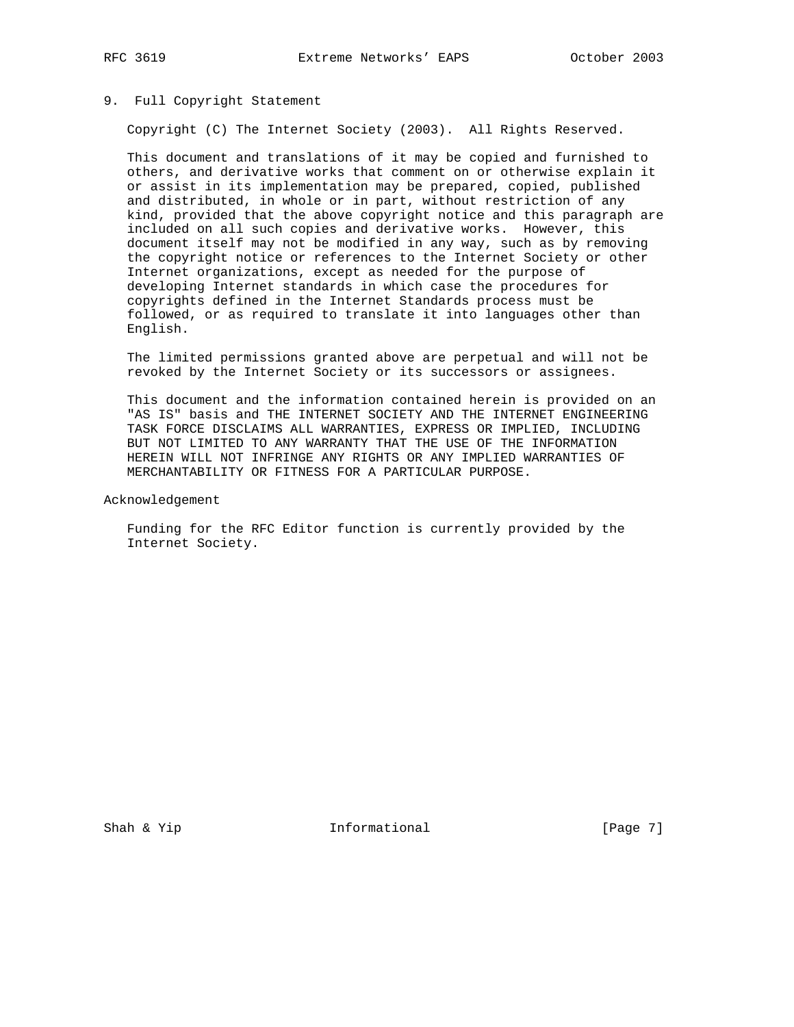## 9. Full Copyright Statement

Copyright (C) The Internet Society (2003). All Rights Reserved.

This document and translations of it may be copied and furnished to others, and derivative works that comment on or otherwise explain it or assist in its implementation may be prepared, copied, published and distributed, in whole or in part, without restriction of any kind, provided that the above copyright notice and this paragraph are included on all such copies and derivative works. However, this document itself may not be modified in any way, such as by removing the copyright notice or references to the Internet Society or other Internet organizations, except as needed for the purpose of developing Internet standards in which case the procedures for copyrights defined in the Internet Standards process must be followed, or as required to translate it into languages other than English.

The limited permissions granted above are perpetual and will not be revoked by the Internet Society or its successors or assignees.

This document and the information contained herein is provided on an "AS IS" basis and THE INTERNET SOCIETY AND THE INTERNET ENGINEERING TASK FORCE DISCLAIMS ALL WARRANTIES, EXPRESS OR IMPLIED, INCLUDING BUT NOT LIMITED TO ANY WARRANTY THAT THE USE OF THE INFORMATION HEREIN WILL NOT INFRINGE ANY RIGHTS OR ANY IMPLIED WARRANTIES OF MERCHANTABILITY OR FITNESS FOR A PARTICULAR PURPOSE.

## Acknowledgement

Funding for the RFC Editor function is currently provided by the Internet Society.